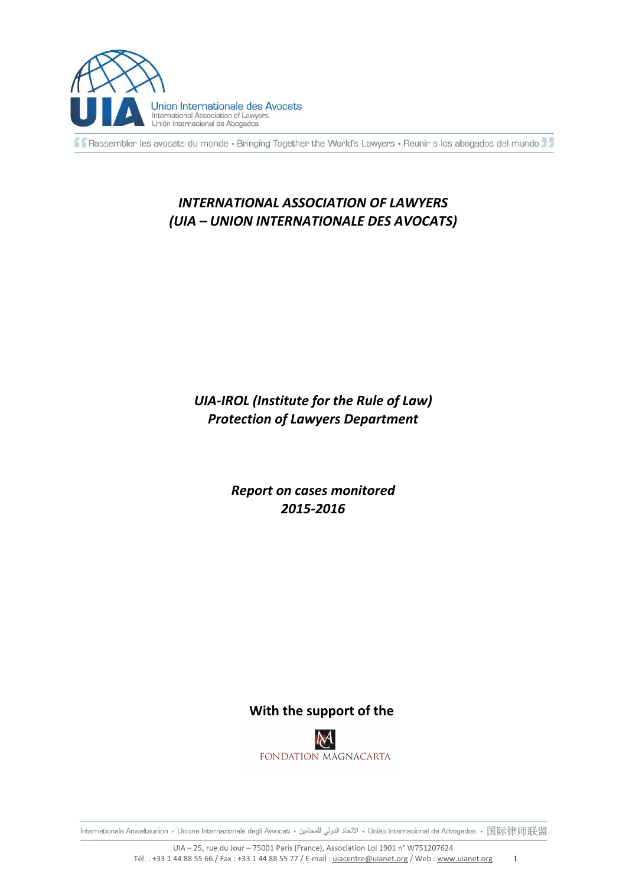Union Internationale des Avocats
International Association of Lawyers
Unión Internacional de Abogados

Rassembler les avocats du monde • Bringing Together the World's Lawyers • Reunir a los abogados del mundo

# *INTERNATIONAL ASSOCIATION OF LAWYERS (UIA – UNION INTERNATIONALE DES AVOCATS)*

## *UIA-IROL (Institute for the Rule of Law) Protection of Lawyers Department*

## *Report on cases monitored 2015-2016*

**With the support of the**

FONDATION MAGNACARTA

Internationale Anwaltsunion • Unione Internazionale degli Avvocati • الاتحاد الدولي للمحامين • União Internacional de Advogados • 国际律师联盟

UIA – 25, rue du Jour – 75001 Paris (France), Association Loi 1901 n° W751207624
Tél. : +33 1 44 88 55 66 / Fax : +33 1 44 88 55 77 / E-mail : uiacentre@uianet.org / Web : www.uianet.org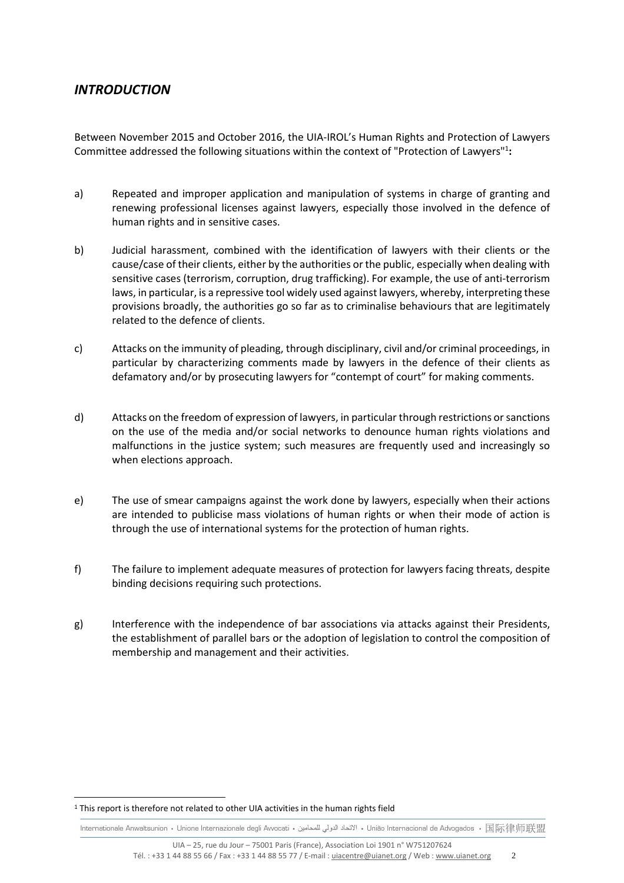## *INTRODUCTION*

Between November 2015 and October 2016, the UIA-IROL's Human Rights and Protection of Lawyers Committee addressed the following situations within the context of "Protection of Lawyers"[1]**:**

a) Repeated and improper application and manipulation of systems in charge of granting and renewing professional licenses against lawyers, especially those involved in the defence of human rights and in sensitive cases.

b) Judicial harassment, combined with the identification of lawyers with their clients or the cause/case of their clients, either by the authorities or the public, especially when dealing with sensitive cases (terrorism, corruption, drug trafficking). For example, the use of anti-terrorism laws, in particular, is a repressive tool widely used against lawyers, whereby, interpreting these provisions broadly, the authorities go so far as to criminalise behaviours that are legitimately related to the defence of clients.

c) Attacks on the immunity of pleading, through disciplinary, civil and/or criminal proceedings, in particular by characterizing comments made by lawyers in the defence of their clients as defamatory and/or by prosecuting lawyers for "contempt of court" for making comments.

d) Attacks on the freedom of expression of lawyers, in particular through restrictions or sanctions on the use of the media and/or social networks to denounce human rights violations and malfunctions in the justice system; such measures are frequently used and increasingly so when elections approach.

e) The use of smear campaigns against the work done by lawyers, especially when their actions are intended to publicise mass violations of human rights or when their mode of action is through the use of international systems for the protection of human rights.

f) The failure to implement adequate measures of protection for lawyers facing threats, despite binding decisions requiring such protections.

g) Interference with the independence of bar associations via attacks against their Presidents, the establishment of parallel bars or the adoption of legislation to control the composition of membership and management and their activities.

[1] This report is therefore not related to other UIA activities in the human rights field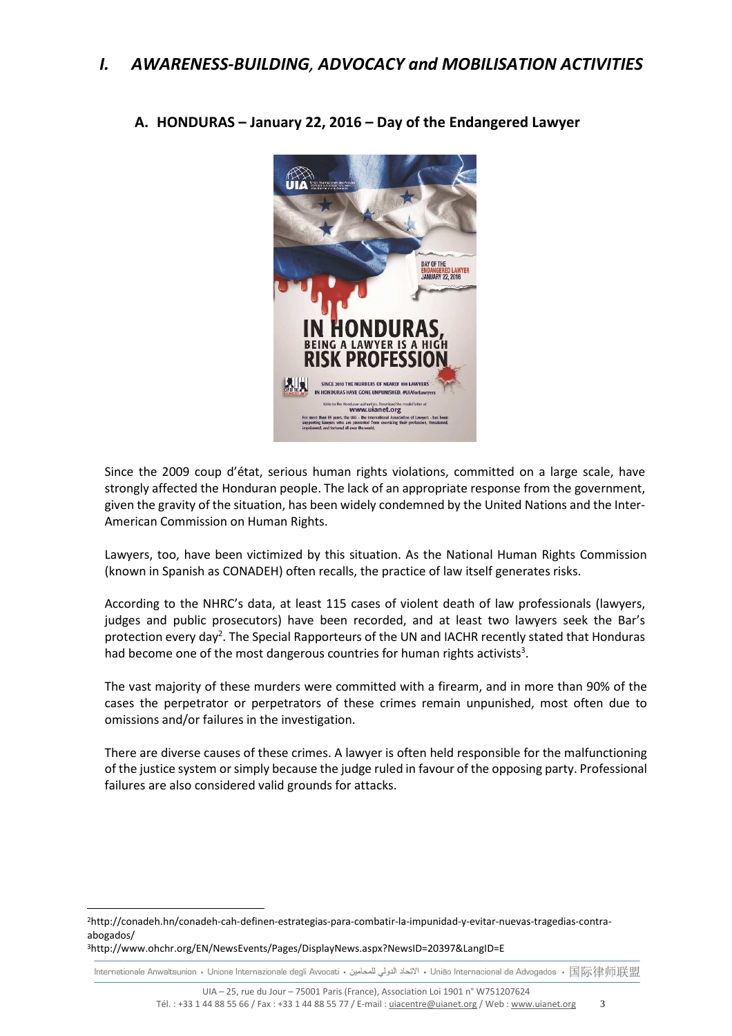# *I. AWARENESS-BUILDING, ADVOCACY and MOBILISATION ACTIVITIES*

## A. HONDURAS – January 22, 2016 – Day of the Endangered Lawyer

Since the 2009 coup d'état, serious human rights violations, committed on a large scale, have strongly affected the Honduran people. The lack of an appropriate response from the government, given the gravity of the situation, has been widely condemned by the United Nations and the Inter-American Commission on Human Rights.

Lawyers, too, have been victimized by this situation. As the National Human Rights Commission (known in Spanish as CONADEH) often recalls, the practice of law itself generates risks.

According to the NHRC's data, at least 115 cases of violent death of law professionals (lawyers, judges and public prosecutors) have been recorded, and at least two lawyers seek the Bar's protection every day[2]. The Special Rapporteurs of the UN and IACHR recently stated that Honduras had become one of the most dangerous countries for human rights activists[3].

The vast majority of these murders were committed with a firearm, and in more than 90% of the cases the perpetrator or perpetrators of these crimes remain unpunished, most often due to omissions and/or failures in the investigation.

There are diverse causes of these crimes. A lawyer is often held responsible for the malfunctioning of the justice system or simply because the judge ruled in favour of the opposing party. Professional failures are also considered valid grounds for attacks.

---

[2] http://conadeh.hn/conadeh-cah-definen-estrategias-para-combatir-la-impunidad-y-evitar-nuevas-tragedias-contra-abogados/

[3] http://www.ohchr.org/EN/NewsEvents/Pages/DisplayNews.aspx?NewsID=20397&LangID=E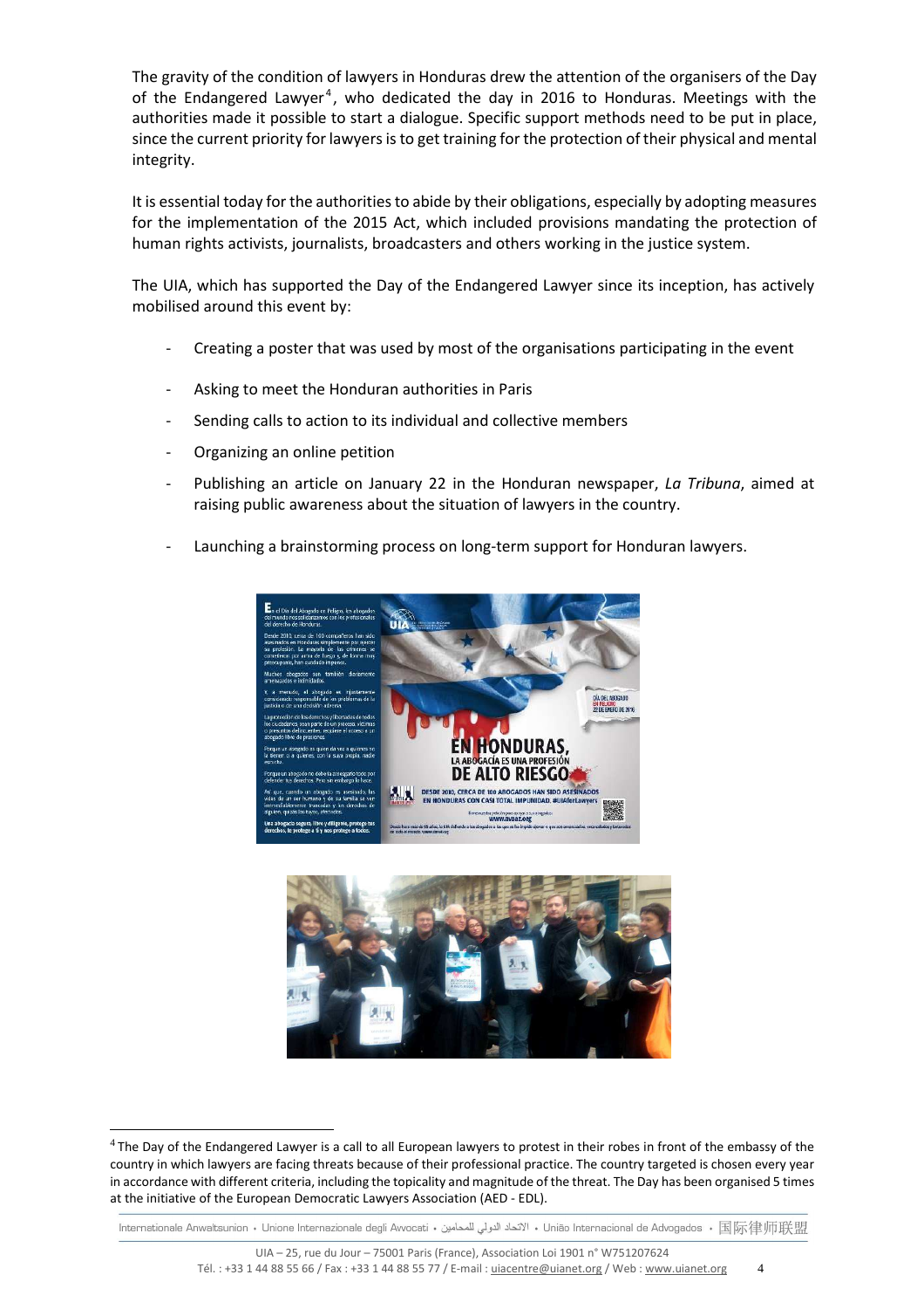The gravity of the condition of lawyers in Honduras drew the attention of the organisers of the Day of the Endangered Lawyer[4], who dedicated the day in 2016 to Honduras. Meetings with the authorities made it possible to start a dialogue. Specific support methods need to be put in place, since the current priority for lawyers is to get training for the protection of their physical and mental integrity.

It is essential today for the authorities to abide by their obligations, especially by adopting measures for the implementation of the 2015 Act, which included provisions mandating the protection of human rights activists, journalists, broadcasters and others working in the justice system.

The UIA, which has supported the Day of the Endangered Lawyer since its inception, has actively mobilised around this event by:

- Creating a poster that was used by most of the organisations participating in the event
- Asking to meet the Honduran authorities in Paris
- Sending calls to action to its individual and collective members
- Organizing an online petition
- Publishing an article on January 22 in the Honduran newspaper, *La Tribuna*, aimed at raising public awareness about the situation of lawyers in the country.
- Launching a brainstorming process on long-term support for Honduran lawyers.

[4] The Day of the Endangered Lawyer is a call to all European lawyers to protest in their robes in front of the embassy of the country in which lawyers are facing threats because of their professional practice. The country targeted is chosen every year in accordance with different criteria, including the topicality and magnitude of the threat. The Day has been organised 5 times at the initiative of the European Democratic Lawyers Association (AED - EDL).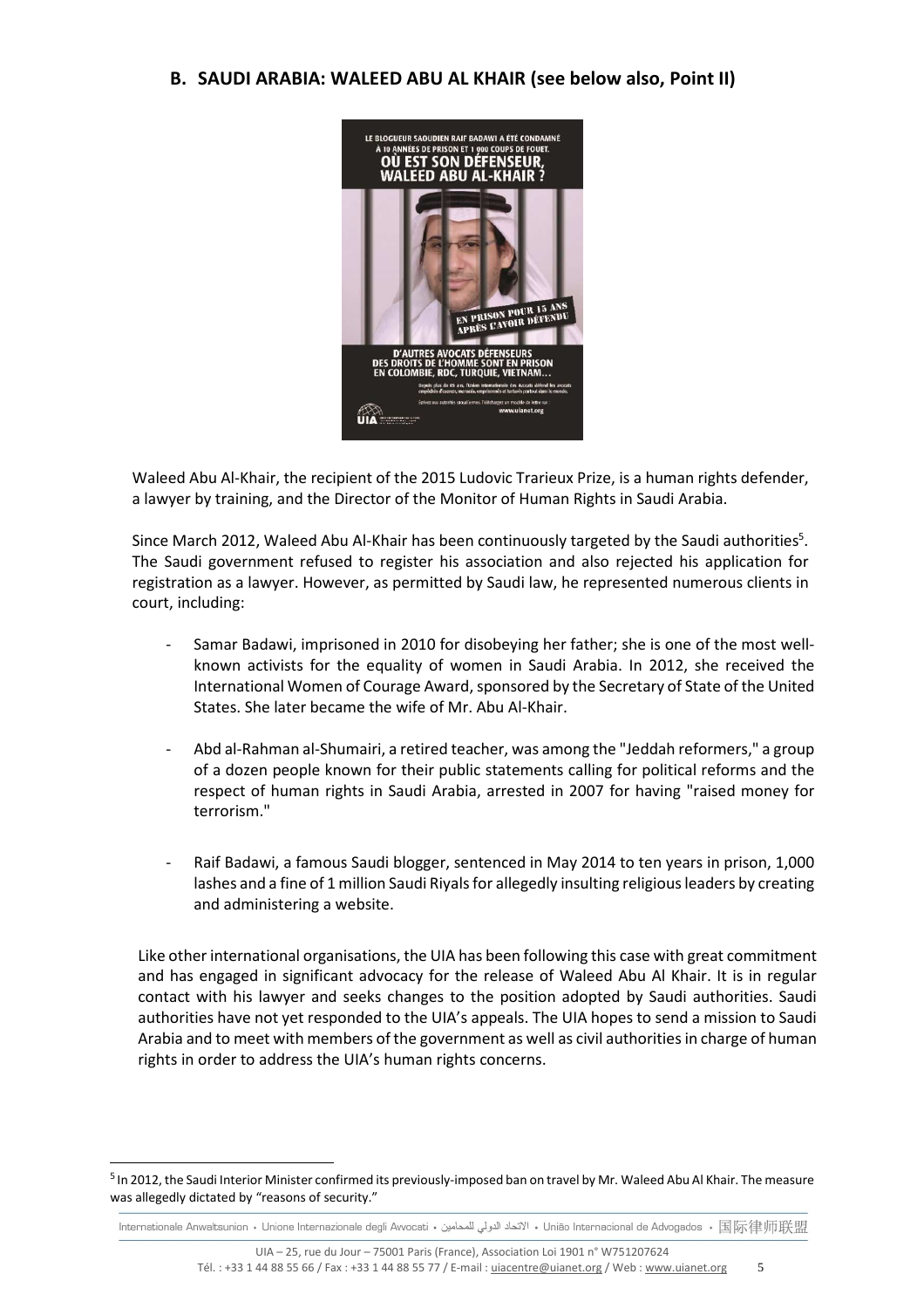## B. SAUDI ARABIA: WALEED ABU AL KHAIR (see below also, Point II)

Waleed Abu Al-Khair, the recipient of the 2015 Ludovic Trarieux Prize, is a human rights defender, a lawyer by training, and the Director of the Monitor of Human Rights in Saudi Arabia.

Since March 2012, Waleed Abu Al-Khair has been continuously targeted by the Saudi authorities[5]. The Saudi government refused to register his association and also rejected his application for registration as a lawyer. However, as permitted by Saudi law, he represented numerous clients in court, including:

- Samar Badawi, imprisoned in 2010 for disobeying her father; she is one of the most well-known activists for the equality of women in Saudi Arabia. In 2012, she received the International Women of Courage Award, sponsored by the Secretary of State of the United States. She later became the wife of Mr. Abu Al-Khair.

- Abd al-Rahman al-Shumairi, a retired teacher, was among the "Jeddah reformers," a group of a dozen people known for their public statements calling for political reforms and the respect of human rights in Saudi Arabia, arrested in 2007 for having "raised money for terrorism."

- Raif Badawi, a famous Saudi blogger, sentenced in May 2014 to ten years in prison, 1,000 lashes and a fine of 1 million Saudi Riyals for allegedly insulting religious leaders by creating and administering a website.

Like other international organisations, the UIA has been following this case with great commitment and has engaged in significant advocacy for the release of Waleed Abu Al Khair. It is in regular contact with his lawyer and seeks changes to the position adopted by Saudi authorities. Saudi authorities have not yet responded to the UIA's appeals. The UIA hopes to send a mission to Saudi Arabia and to meet with members of the government as well as civil authorities in charge of human rights in order to address the UIA's human rights concerns.

[5] In 2012, the Saudi Interior Minister confirmed its previously-imposed ban on travel by Mr. Waleed Abu Al Khair. The measure was allegedly dictated by "reasons of security."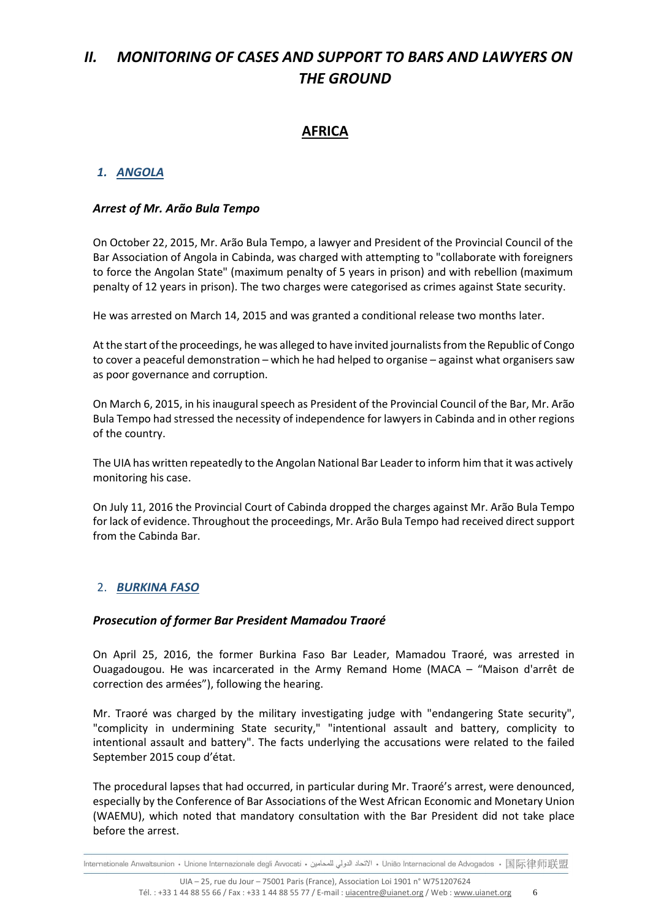# *II. MONITORING OF CASES AND SUPPORT TO BARS AND LAWYERS ON THE GROUND*

## AFRICA

### *1. ANGOLA*

#### *Arrest of Mr. Arão Bula Tempo*

On October 22, 2015, Mr. Arão Bula Tempo, a lawyer and President of the Provincial Council of the Bar Association of Angola in Cabinda, was charged with attempting to "collaborate with foreigners to force the Angolan State" (maximum penalty of 5 years in prison) and with rebellion (maximum penalty of 12 years in prison). The two charges were categorised as crimes against State security.

He was arrested on March 14, 2015 and was granted a conditional release two months later.

At the start of the proceedings, he was alleged to have invited journalists from the Republic of Congo to cover a peaceful demonstration – which he had helped to organise – against what organisers saw as poor governance and corruption.

On March 6, 2015, in his inaugural speech as President of the Provincial Council of the Bar, Mr. Arão Bula Tempo had stressed the necessity of independence for lawyers in Cabinda and in other regions of the country.

The UIA has written repeatedly to the Angolan National Bar Leader to inform him that it was actively monitoring his case.

On July 11, 2016 the Provincial Court of Cabinda dropped the charges against Mr. Arão Bula Tempo for lack of evidence. Throughout the proceedings, Mr. Arão Bula Tempo had received direct support from the Cabinda Bar.

### 2. *BURKINA FASO*

#### *Prosecution of former Bar President Mamadou Traoré*

On April 25, 2016, the former Burkina Faso Bar Leader, Mamadou Traoré, was arrested in Ouagadougou. He was incarcerated in the Army Remand Home (MACA – "Maison d'arrêt de correction des armées"), following the hearing.

Mr. Traoré was charged by the military investigating judge with "endangering State security", "complicity in undermining State security," "intentional assault and battery, complicity to intentional assault and battery". The facts underlying the accusations were related to the failed September 2015 coup d'état.

The procedural lapses that had occurred, in particular during Mr. Traoré's arrest, were denounced, especially by the Conference of Bar Associations of the West African Economic and Monetary Union (WAEMU), which noted that mandatory consultation with the Bar President did not take place before the arrest.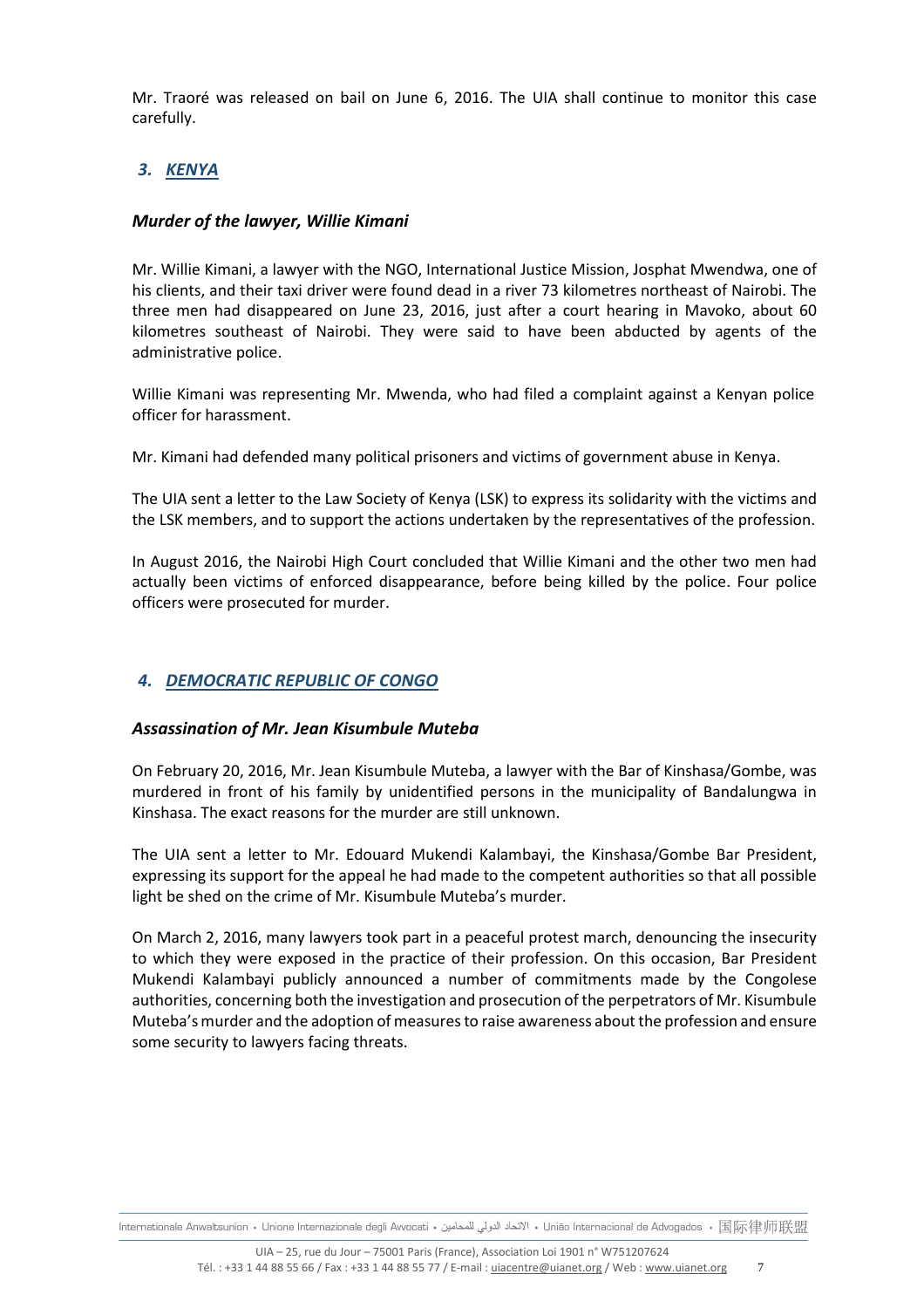Mr. Traoré was released on bail on June 6, 2016. The UIA shall continue to monitor this case carefully.

## *3. KENYA*

### *Murder of the lawyer, Willie Kimani*

Mr. Willie Kimani, a lawyer with the NGO, International Justice Mission, Josphat Mwendwa, one of his clients, and their taxi driver were found dead in a river 73 kilometres northeast of Nairobi. The three men had disappeared on June 23, 2016, just after a court hearing in Mavoko, about 60 kilometres southeast of Nairobi. They were said to have been abducted by agents of the administrative police.

Willie Kimani was representing Mr. Mwenda, who had filed a complaint against a Kenyan police officer for harassment.

Mr. Kimani had defended many political prisoners and victims of government abuse in Kenya.

The UIA sent a letter to the Law Society of Kenya (LSK) to express its solidarity with the victims and the LSK members, and to support the actions undertaken by the representatives of the profession.

In August 2016, the Nairobi High Court concluded that Willie Kimani and the other two men had actually been victims of enforced disappearance, before being killed by the police. Four police officers were prosecuted for murder.

## *4. DEMOCRATIC REPUBLIC OF CONGO*

### *Assassination of Mr. Jean Kisumbule Muteba*

On February 20, 2016, Mr. Jean Kisumbule Muteba, a lawyer with the Bar of Kinshasa/Gombe, was murdered in front of his family by unidentified persons in the municipality of Bandalungwa in Kinshasa. The exact reasons for the murder are still unknown.

The UIA sent a letter to Mr. Edouard Mukendi Kalambayi, the Kinshasa/Gombe Bar President, expressing its support for the appeal he had made to the competent authorities so that all possible light be shed on the crime of Mr. Kisumbule Muteba's murder.

On March 2, 2016, many lawyers took part in a peaceful protest march, denouncing the insecurity to which they were exposed in the practice of their profession. On this occasion, Bar President Mukendi Kalambayi publicly announced a number of commitments made by the Congolese authorities, concerning both the investigation and prosecution of the perpetrators of Mr. Kisumbule Muteba's murder and the adoption of measures to raise awareness about the profession and ensure some security to lawyers facing threats.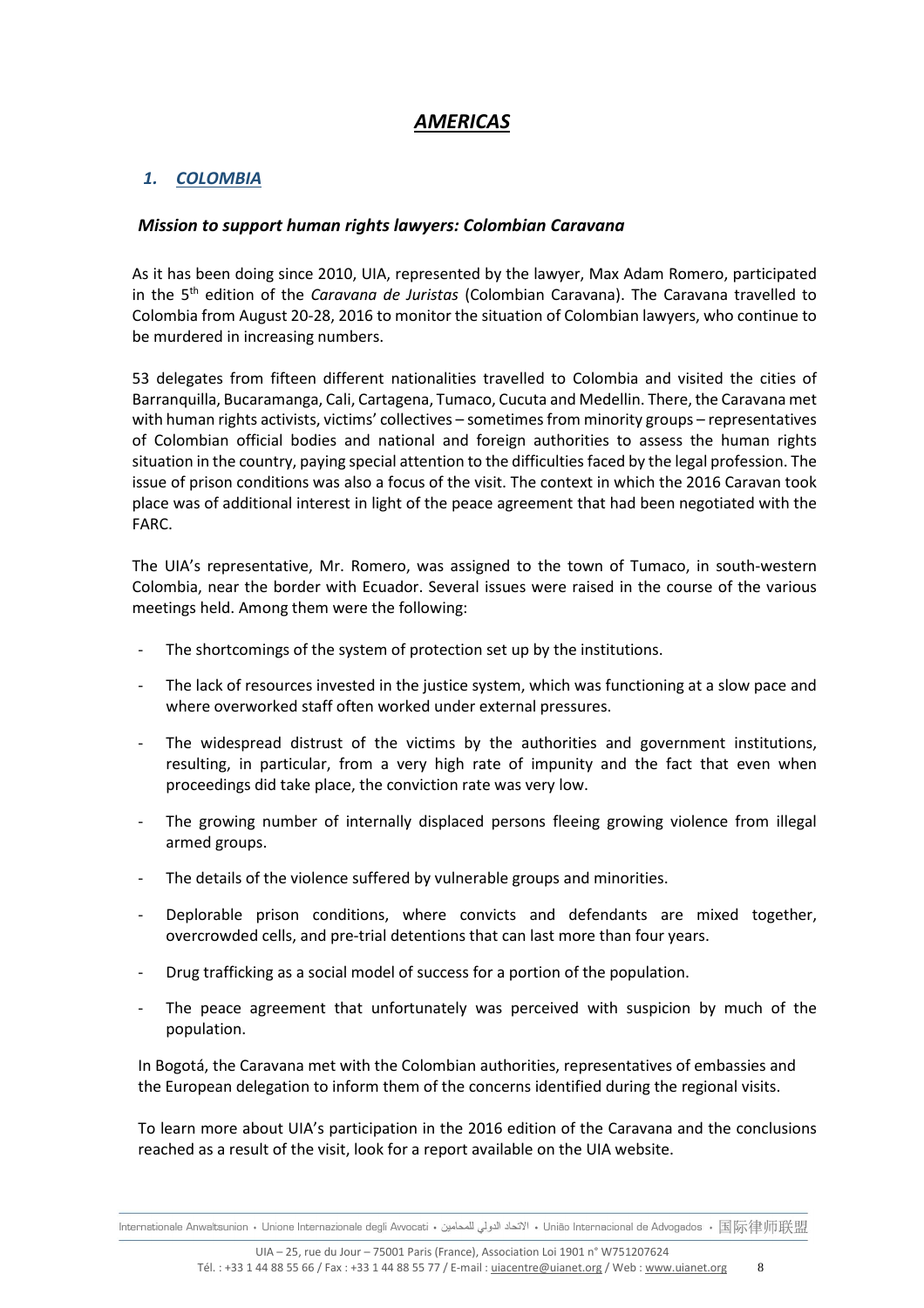# *AMERICAS*

## *1. COLOMBIA*

### *Mission to support human rights lawyers: Colombian Caravana*

As it has been doing since 2010, UIA, represented by the lawyer, Max Adam Romero, participated in the 5th edition of the *Caravana de Juristas* (Colombian Caravana). The Caravana travelled to Colombia from August 20-28, 2016 to monitor the situation of Colombian lawyers, who continue to be murdered in increasing numbers.

53 delegates from fifteen different nationalities travelled to Colombia and visited the cities of Barranquilla, Bucaramanga, Cali, Cartagena, Tumaco, Cucuta and Medellin. There, the Caravana met with human rights activists, victims' collectives – sometimes from minority groups – representatives of Colombian official bodies and national and foreign authorities to assess the human rights situation in the country, paying special attention to the difficulties faced by the legal profession. The issue of prison conditions was also a focus of the visit. The context in which the 2016 Caravan took place was of additional interest in light of the peace agreement that had been negotiated with the FARC.

The UIA's representative, Mr. Romero, was assigned to the town of Tumaco, in south-western Colombia, near the border with Ecuador. Several issues were raised in the course of the various meetings held. Among them were the following:

- The shortcomings of the system of protection set up by the institutions.
- The lack of resources invested in the justice system, which was functioning at a slow pace and where overworked staff often worked under external pressures.
- The widespread distrust of the victims by the authorities and government institutions, resulting, in particular, from a very high rate of impunity and the fact that even when proceedings did take place, the conviction rate was very low.
- The growing number of internally displaced persons fleeing growing violence from illegal armed groups.
- The details of the violence suffered by vulnerable groups and minorities.
- Deplorable prison conditions, where convicts and defendants are mixed together, overcrowded cells, and pre-trial detentions that can last more than four years.
- Drug trafficking as a social model of success for a portion of the population.
- The peace agreement that unfortunately was perceived with suspicion by much of the population.

In Bogotá, the Caravana met with the Colombian authorities, representatives of embassies and the European delegation to inform them of the concerns identified during the regional visits.

To learn more about UIA's participation in the 2016 edition of the Caravana and the conclusions reached as a result of the visit, look for a report available on the UIA website.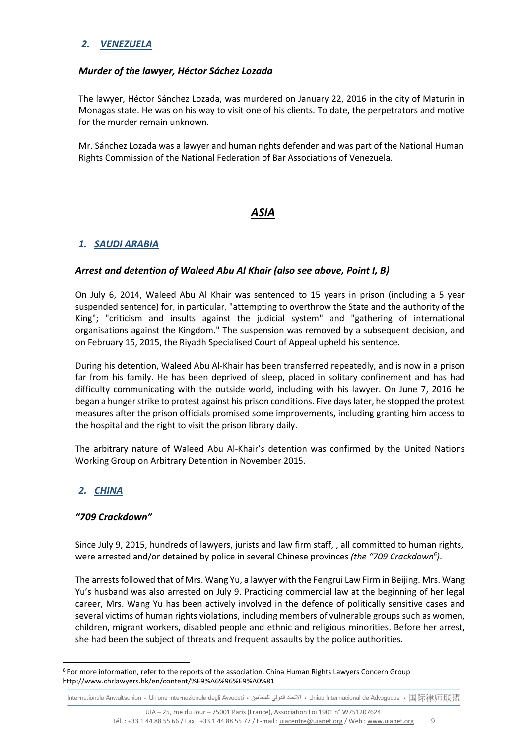## *2. VENEZUELA*

### *Murder of the lawyer, Héctor Sáchez Lozada*

The lawyer, Héctor Sánchez Lozada, was murdered on January 22, 2016 in the city of Maturin in Monagas state. He was on his way to visit one of his clients. To date, the perpetrators and motive for the murder remain unknown.

Mr. Sánchez Lozada was a lawyer and human rights defender and was part of the National Human Rights Commission of the National Federation of Bar Associations of Venezuela.

# *ASIA*

## *1. SAUDI ARABIA*

### *Arrest and detention of Waleed Abu Al Khair (also see above, Point I, B)*

On July 6, 2014, Waleed Abu Al Khair was sentenced to 15 years in prison (including a 5 year suspended sentence) for, in particular, "attempting to overthrow the State and the authority of the King"; "criticism and insults against the judicial system" and "gathering of international organisations against the Kingdom." The suspension was removed by a subsequent decision, and on February 15, 2015, the Riyadh Specialised Court of Appeal upheld his sentence.

During his detention, Waleed Abu Al-Khair has been transferred repeatedly, and is now in a prison far from his family. He has been deprived of sleep, placed in solitary confinement and has had difficulty communicating with the outside world, including with his lawyer. On June 7, 2016 he began a hunger strike to protest against his prison conditions. Five days later, he stopped the protest measures after the prison officials promised some improvements, including granting him access to the hospital and the right to visit the prison library daily.

The arbitrary nature of Waleed Abu Al-Khair's detention was confirmed by the United Nations Working Group on Arbitrary Detention in November 2015.

## *2. CHINA*

### *"709 Crackdown"*

Since July 9, 2015, hundreds of lawyers, jurists and law firm staff, , all committed to human rights, were arrested and/or detained by police in several Chinese provinces *(the "709 Crackdown*[6]*)*.

The arrests followed that of Mrs. Wang Yu, a lawyer with the Fengrui Law Firm in Beijing. Mrs. Wang Yu's husband was also arrested on July 9. Practicing commercial law at the beginning of her legal career, Mrs. Wang Yu has been actively involved in the defence of politically sensitive cases and several victims of human rights violations, including members of vulnerable groups such as women, children, migrant workers, disabled people and ethnic and religious minorities. Before her arrest, she had been the subject of threats and frequent assaults by the police authorities.

---

[6] For more information, refer to the reports of the association, China Human Rights Lawyers Concern Group http://www.chrlawyers.hk/en/content/%E9%A6%96%E9%A0%81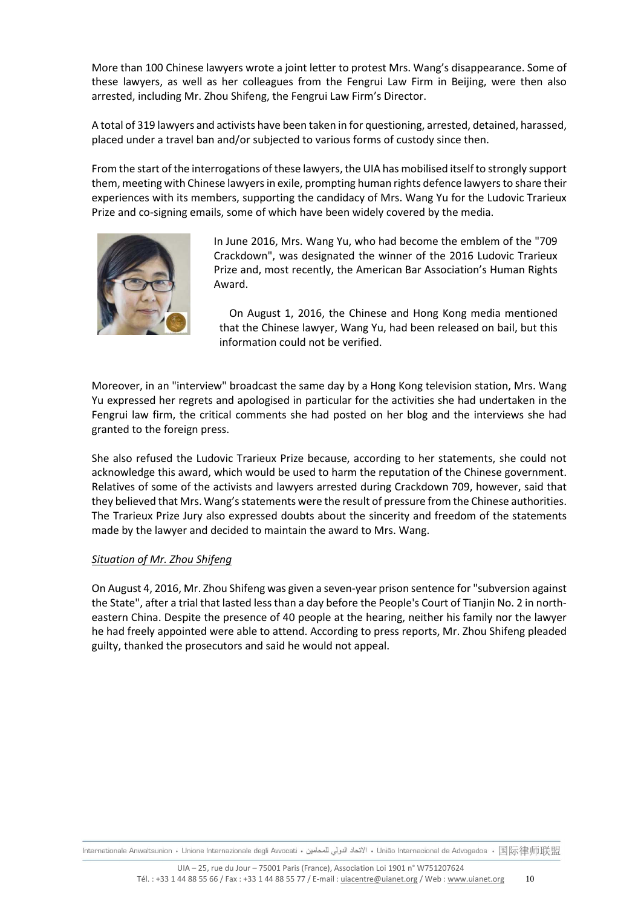More than 100 Chinese lawyers wrote a joint letter to protest Mrs. Wang's disappearance. Some of these lawyers, as well as her colleagues from the Fengrui Law Firm in Beijing, were then also arrested, including Mr. Zhou Shifeng, the Fengrui Law Firm's Director.

A total of 319 lawyers and activists have been taken in for questioning, arrested, detained, harassed, placed under a travel ban and/or subjected to various forms of custody since then.

From the start of the interrogations of these lawyers, the UIA has mobilised itself to strongly support them, meeting with Chinese lawyers in exile, prompting human rights defence lawyers to share their experiences with its members, supporting the candidacy of Mrs. Wang Yu for the Ludovic Trarieux Prize and co-signing emails, some of which have been widely covered by the media.

In June 2016, Mrs. Wang Yu, who had become the emblem of the "709 Crackdown", was designated the winner of the 2016 Ludovic Trarieux Prize and, most recently, the American Bar Association's Human Rights Award.

On August 1, 2016, the Chinese and Hong Kong media mentioned that the Chinese lawyer, Wang Yu, had been released on bail, but this information could not be verified.

Moreover, in an "interview" broadcast the same day by a Hong Kong television station, Mrs. Wang Yu expressed her regrets and apologised in particular for the activities she had undertaken in the Fengrui law firm, the critical comments she had posted on her blog and the interviews she had granted to the foreign press.

She also refused the Ludovic Trarieux Prize because, according to her statements, she could not acknowledge this award, which would be used to harm the reputation of the Chinese government. Relatives of some of the activists and lawyers arrested during Crackdown 709, however, said that they believed that Mrs. Wang's statements were the result of pressure from the Chinese authorities. The Trarieux Prize Jury also expressed doubts about the sincerity and freedom of the statements made by the lawyer and decided to maintain the award to Mrs. Wang.

*Situation of Mr. Zhou Shifeng*

On August 4, 2016, Mr. Zhou Shifeng was given a seven-year prison sentence for "subversion against the State", after a trial that lasted less than a day before the People's Court of Tianjin No. 2 in north-eastern China. Despite the presence of 40 people at the hearing, neither his family nor the lawyer he had freely appointed were able to attend. According to press reports, Mr. Zhou Shifeng pleaded guilty, thanked the prosecutors and said he would not appeal.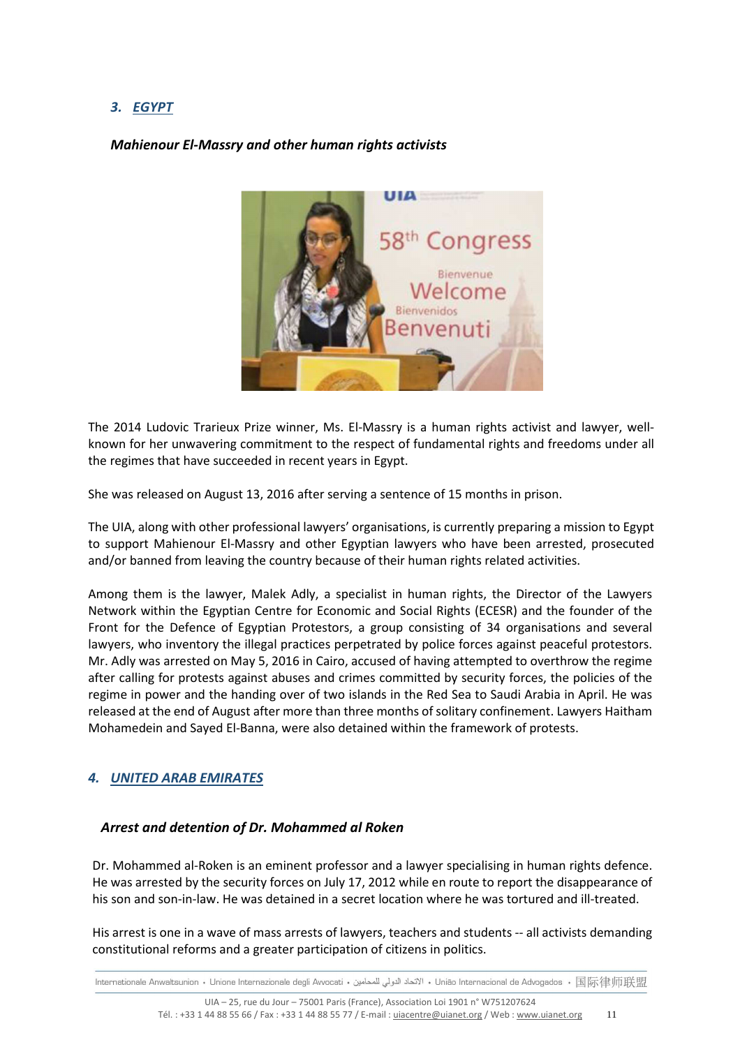## 3. EGYPT

### *Mahienour El-Massry and other human rights activists*

The 2014 Ludovic Trarieux Prize winner, Ms. El-Massry is a human rights activist and lawyer, well-known for her unwavering commitment to the respect of fundamental rights and freedoms under all the regimes that have succeeded in recent years in Egypt.

She was released on August 13, 2016 after serving a sentence of 15 months in prison.

The UIA, along with other professional lawyers' organisations, is currently preparing a mission to Egypt to support Mahienour El-Massry and other Egyptian lawyers who have been arrested, prosecuted and/or banned from leaving the country because of their human rights related activities.

Among them is the lawyer, Malek Adly, a specialist in human rights, the Director of the Lawyers Network within the Egyptian Centre for Economic and Social Rights (ECESR) and the founder of the Front for the Defence of Egyptian Protestors, a group consisting of 34 organisations and several lawyers, who inventory the illegal practices perpetrated by police forces against peaceful protestors. Mr. Adly was arrested on May 5, 2016 in Cairo, accused of having attempted to overthrow the regime after calling for protests against abuses and crimes committed by security forces, the policies of the regime in power and the handing over of two islands in the Red Sea to Saudi Arabia in April. He was released at the end of August after more than three months of solitary confinement. Lawyers Haitham Mohamedein and Sayed El-Banna, were also detained within the framework of protests.

## 4. UNITED ARAB EMIRATES

### *Arrest and detention of Dr. Mohammed al Roken*

Dr. Mohammed al-Roken is an eminent professor and a lawyer specialising in human rights defence. He was arrested by the security forces on July 17, 2012 while en route to report the disappearance of his son and son-in-law. He was detained in a secret location where he was tortured and ill-treated.

His arrest is one in a wave of mass arrests of lawyers, teachers and students -- all activists demanding constitutional reforms and a greater participation of citizens in politics.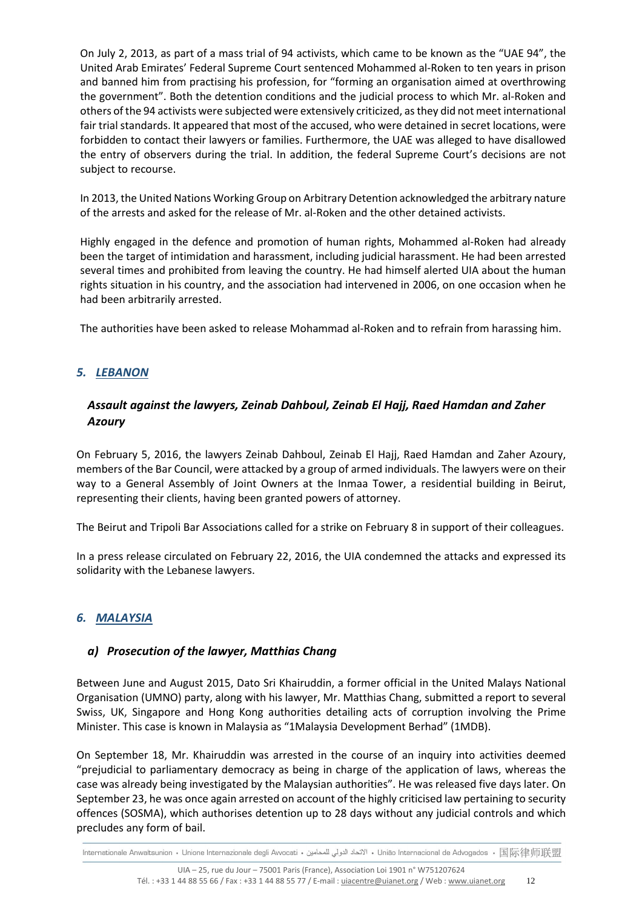On July 2, 2013, as part of a mass trial of 94 activists, which came to be known as the "UAE 94", the United Arab Emirates' Federal Supreme Court sentenced Mohammed al-Roken to ten years in prison and banned him from practising his profession, for "forming an organisation aimed at overthrowing the government". Both the detention conditions and the judicial process to which Mr. al-Roken and others of the 94 activists were subjected were extensively criticized, as they did not meet international fair trial standards. It appeared that most of the accused, who were detained in secret locations, were forbidden to contact their lawyers or families. Furthermore, the UAE was alleged to have disallowed the entry of observers during the trial. In addition, the federal Supreme Court's decisions are not subject to recourse.

In 2013, the United Nations Working Group on Arbitrary Detention acknowledged the arbitrary nature of the arrests and asked for the release of Mr. al-Roken and the other detained activists.

Highly engaged in the defence and promotion of human rights, Mohammed al-Roken had already been the target of intimidation and harassment, including judicial harassment. He had been arrested several times and prohibited from leaving the country. He had himself alerted UIA about the human rights situation in his country, and the association had intervened in 2006, on one occasion when he had been arbitrarily arrested.

The authorities have been asked to release Mohammad al-Roken and to refrain from harassing him.

## *5. LEBANON*

### *Assault against the lawyers, Zeinab Dahboul, Zeinab El Hajj, Raed Hamdan and Zaher Azoury*

On February 5, 2016, the lawyers Zeinab Dahboul, Zeinab El Hajj, Raed Hamdan and Zaher Azoury, members of the Bar Council, were attacked by a group of armed individuals. The lawyers were on their way to a General Assembly of Joint Owners at the Inmaa Tower, a residential building in Beirut, representing their clients, having been granted powers of attorney.

The Beirut and Tripoli Bar Associations called for a strike on February 8 in support of their colleagues.

In a press release circulated on February 22, 2016, the UIA condemned the attacks and expressed its solidarity with the Lebanese lawyers.

## *6. MALAYSIA*

### *a) Prosecution of the lawyer, Matthias Chang*

Between June and August 2015, Dato Sri Khairuddin, a former official in the United Malays National Organisation (UMNO) party, along with his lawyer, Mr. Matthias Chang, submitted a report to several Swiss, UK, Singapore and Hong Kong authorities detailing acts of corruption involving the Prime Minister. This case is known in Malaysia as "1Malaysia Development Berhad" (1MDB).

On September 18, Mr. Khairuddin was arrested in the course of an inquiry into activities deemed "prejudicial to parliamentary democracy as being in charge of the application of laws, whereas the case was already being investigated by the Malaysian authorities". He was released five days later. On September 23, he was once again arrested on account of the highly criticised law pertaining to security offences (SOSMA), which authorises detention up to 28 days without any judicial controls and which precludes any form of bail.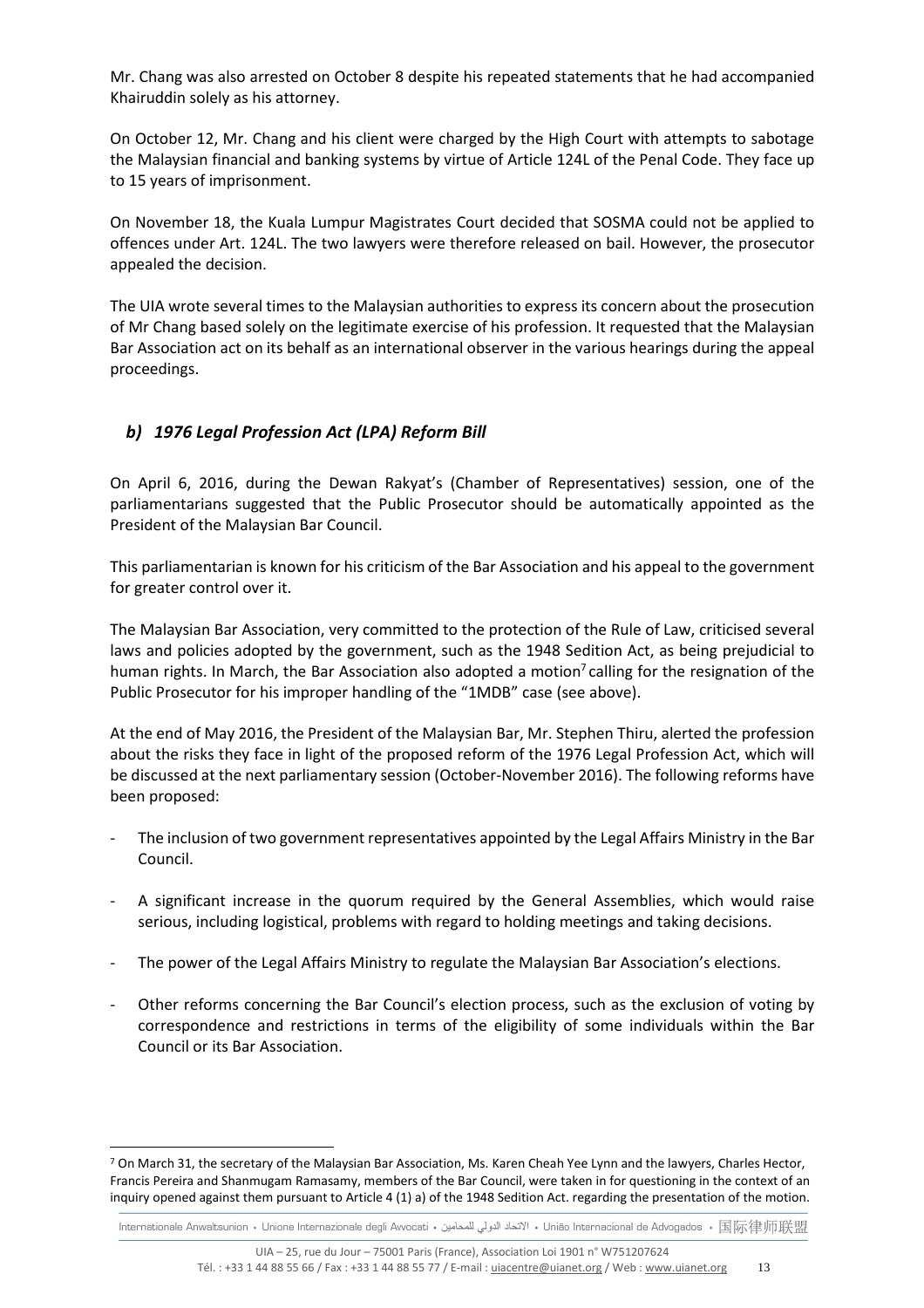Mr. Chang was also arrested on October 8 despite his repeated statements that he had accompanied Khairuddin solely as his attorney.

On October 12, Mr. Chang and his client were charged by the High Court with attempts to sabotage the Malaysian financial and banking systems by virtue of Article 124L of the Penal Code. They face up to 15 years of imprisonment.

On November 18, the Kuala Lumpur Magistrates Court decided that SOSMA could not be applied to offences under Art. 124L. The two lawyers were therefore released on bail. However, the prosecutor appealed the decision.

The UIA wrote several times to the Malaysian authorities to express its concern about the prosecution of Mr Chang based solely on the legitimate exercise of his profession. It requested that the Malaysian Bar Association act on its behalf as an international observer in the various hearings during the appeal proceedings.

### *b) 1976 Legal Profession Act (LPA) Reform Bill*

On April 6, 2016, during the Dewan Rakyat's (Chamber of Representatives) session, one of the parliamentarians suggested that the Public Prosecutor should be automatically appointed as the President of the Malaysian Bar Council.

This parliamentarian is known for his criticism of the Bar Association and his appeal to the government for greater control over it.

The Malaysian Bar Association, very committed to the protection of the Rule of Law, criticised several laws and policies adopted by the government, such as the 1948 Sedition Act, as being prejudicial to human rights. In March, the Bar Association also adopted a motion[7] calling for the resignation of the Public Prosecutor for his improper handling of the "1MDB" case (see above).

At the end of May 2016, the President of the Malaysian Bar, Mr. Stephen Thiru, alerted the profession about the risks they face in light of the proposed reform of the 1976 Legal Profession Act, which will be discussed at the next parliamentary session (October-November 2016). The following reforms have been proposed:

- The inclusion of two government representatives appointed by the Legal Affairs Ministry in the Bar Council.
- A significant increase in the quorum required by the General Assemblies, which would raise serious, including logistical, problems with regard to holding meetings and taking decisions.
- The power of the Legal Affairs Ministry to regulate the Malaysian Bar Association's elections.
- Other reforms concerning the Bar Council's election process, such as the exclusion of voting by correspondence and restrictions in terms of the eligibility of some individuals within the Bar Council or its Bar Association.

[7] On March 31, the secretary of the Malaysian Bar Association, Ms. Karen Cheah Yee Lynn and the lawyers, Charles Hector, Francis Pereira and Shanmugam Ramasamy, members of the Bar Council, were taken in for questioning in the context of an inquiry opened against them pursuant to Article 4 (1) a) of the 1948 Sedition Act. regarding the presentation of the motion.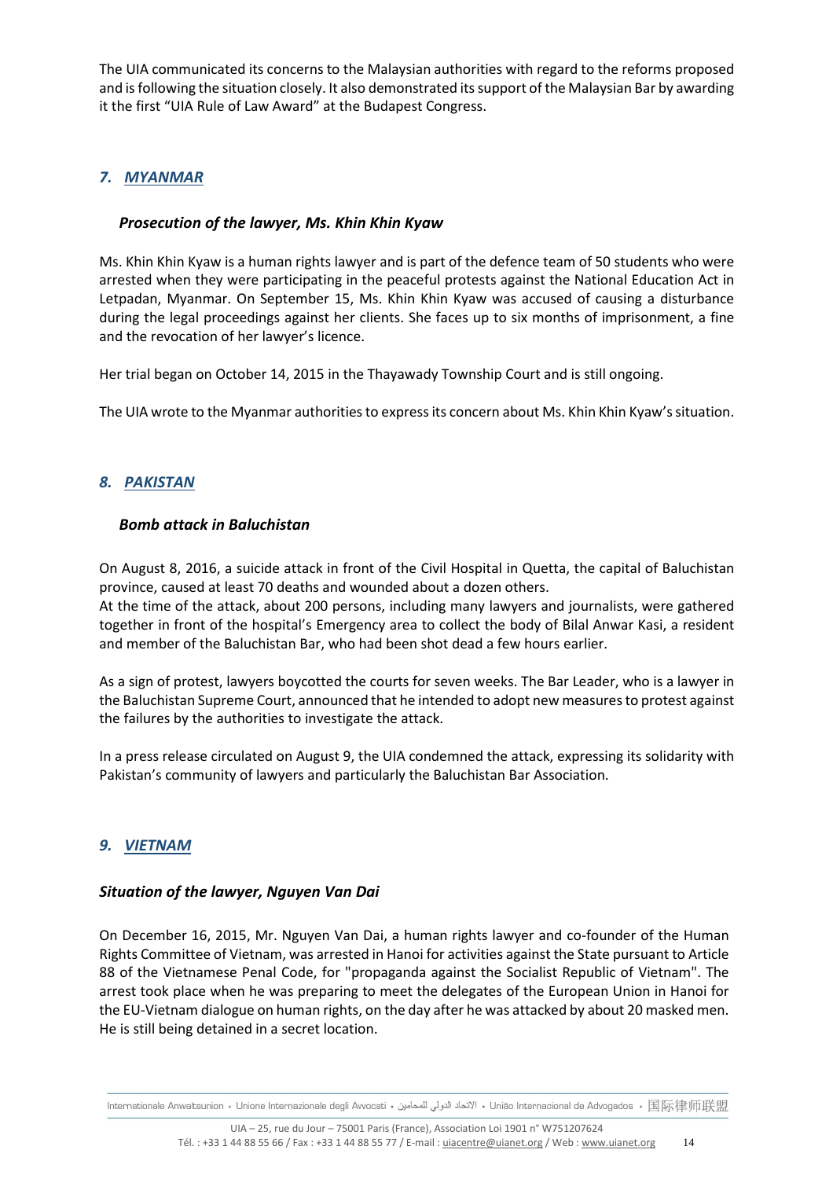The UIA communicated its concerns to the Malaysian authorities with regard to the reforms proposed and is following the situation closely. It also demonstrated its support of the Malaysian Bar by awarding it the first "UIA Rule of Law Award" at the Budapest Congress.

## *7. MYANMAR*

### *Prosecution of the lawyer, Ms. Khin Khin Kyaw*

Ms. Khin Khin Kyaw is a human rights lawyer and is part of the defence team of 50 students who were arrested when they were participating in the peaceful protests against the National Education Act in Letpadan, Myanmar. On September 15, Ms. Khin Khin Kyaw was accused of causing a disturbance during the legal proceedings against her clients. She faces up to six months of imprisonment, a fine and the revocation of her lawyer's licence.

Her trial began on October 14, 2015 in the Thayawady Township Court and is still ongoing.

The UIA wrote to the Myanmar authorities to express its concern about Ms. Khin Khin Kyaw's situation.

## *8. PAKISTAN*

### *Bomb attack in Baluchistan*

On August 8, 2016, a suicide attack in front of the Civil Hospital in Quetta, the capital of Baluchistan province, caused at least 70 deaths and wounded about a dozen others.
At the time of the attack, about 200 persons, including many lawyers and journalists, were gathered together in front of the hospital's Emergency area to collect the body of Bilal Anwar Kasi, a resident and member of the Baluchistan Bar, who had been shot dead a few hours earlier.

As a sign of protest, lawyers boycotted the courts for seven weeks. The Bar Leader, who is a lawyer in the Baluchistan Supreme Court, announced that he intended to adopt new measures to protest against the failures by the authorities to investigate the attack.

In a press release circulated on August 9, the UIA condemned the attack, expressing its solidarity with Pakistan's community of lawyers and particularly the Baluchistan Bar Association.

## *9. VIETNAM*

### *Situation of the lawyer, Nguyen Van Dai*

On December 16, 2015, Mr. Nguyen Van Dai, a human rights lawyer and co-founder of the Human Rights Committee of Vietnam, was arrested in Hanoi for activities against the State pursuant to Article 88 of the Vietnamese Penal Code, for "propaganda against the Socialist Republic of Vietnam". The arrest took place when he was preparing to meet the delegates of the European Union in Hanoi for the EU-Vietnam dialogue on human rights, on the day after he was attacked by about 20 masked men. He is still being detained in a secret location.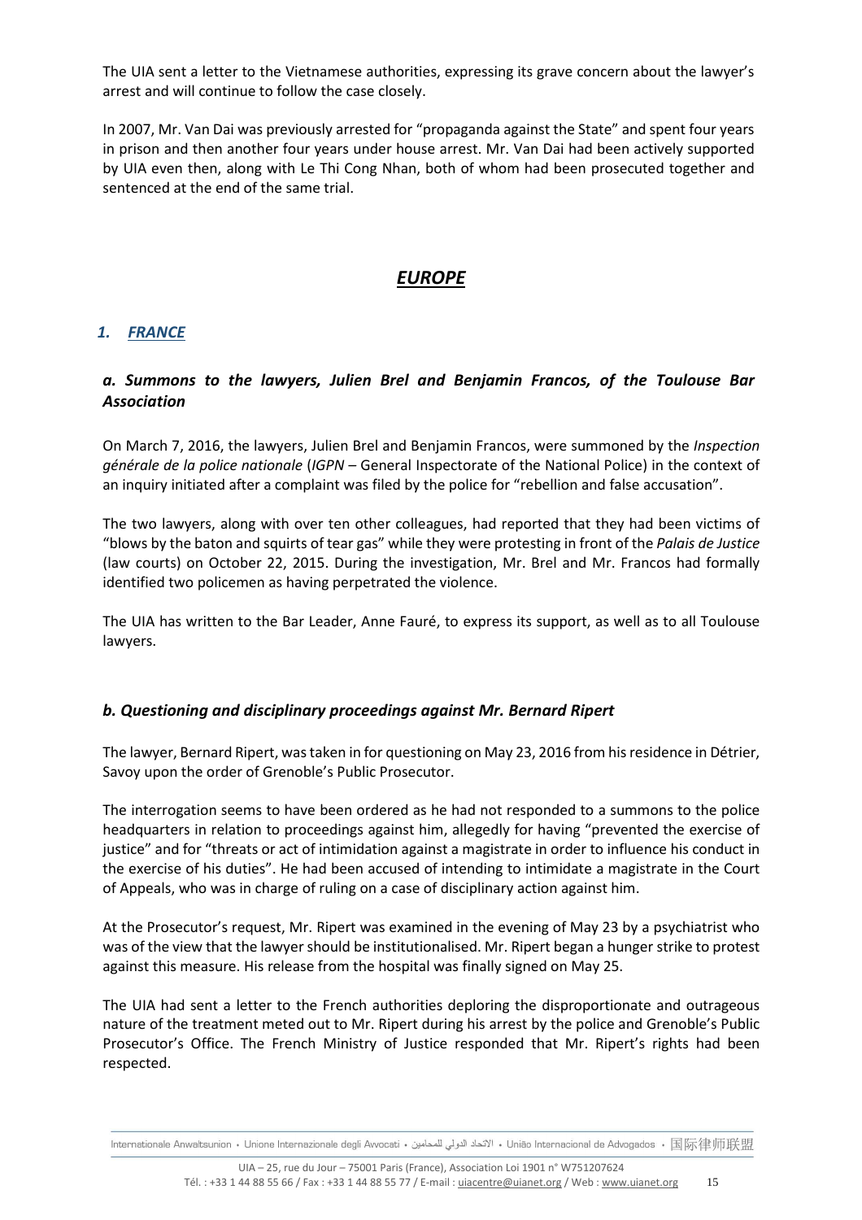The UIA sent a letter to the Vietnamese authorities, expressing its grave concern about the lawyer's arrest and will continue to follow the case closely.

In 2007, Mr. Van Dai was previously arrested for "propaganda against the State" and spent four years in prison and then another four years under house arrest. Mr. Van Dai had been actively supported by UIA even then, along with Le Thi Cong Nhan, both of whom had been prosecuted together and sentenced at the end of the same trial.

# *EUROPE*

## *1. FRANCE*

### *a. Summons to the lawyers, Julien Brel and Benjamin Francos, of the Toulouse Bar Association*

On March 7, 2016, the lawyers, Julien Brel and Benjamin Francos, were summoned by the *Inspection générale de la police nationale* (*IGPN* – General Inspectorate of the National Police) in the context of an inquiry initiated after a complaint was filed by the police for "rebellion and false accusation".

The two lawyers, along with over ten other colleagues, had reported that they had been victims of "blows by the baton and squirts of tear gas" while they were protesting in front of the *Palais de Justice* (law courts) on October 22, 2015. During the investigation, Mr. Brel and Mr. Francos had formally identified two policemen as having perpetrated the violence.

The UIA has written to the Bar Leader, Anne Fauré, to express its support, as well as to all Toulouse lawyers.

### *b. Questioning and disciplinary proceedings against Mr. Bernard Ripert*

The lawyer, Bernard Ripert, was taken in for questioning on May 23, 2016 from his residence in Détrier, Savoy upon the order of Grenoble's Public Prosecutor.

The interrogation seems to have been ordered as he had not responded to a summons to the police headquarters in relation to proceedings against him, allegedly for having "prevented the exercise of justice" and for "threats or act of intimidation against a magistrate in order to influence his conduct in the exercise of his duties". He had been accused of intending to intimidate a magistrate in the Court of Appeals, who was in charge of ruling on a case of disciplinary action against him.

At the Prosecutor's request, Mr. Ripert was examined in the evening of May 23 by a psychiatrist who was of the view that the lawyer should be institutionalised. Mr. Ripert began a hunger strike to protest against this measure. His release from the hospital was finally signed on May 25.

The UIA had sent a letter to the French authorities deploring the disproportionate and outrageous nature of the treatment meted out to Mr. Ripert during his arrest by the police and Grenoble's Public Prosecutor's Office. The French Ministry of Justice responded that Mr. Ripert's rights had been respected.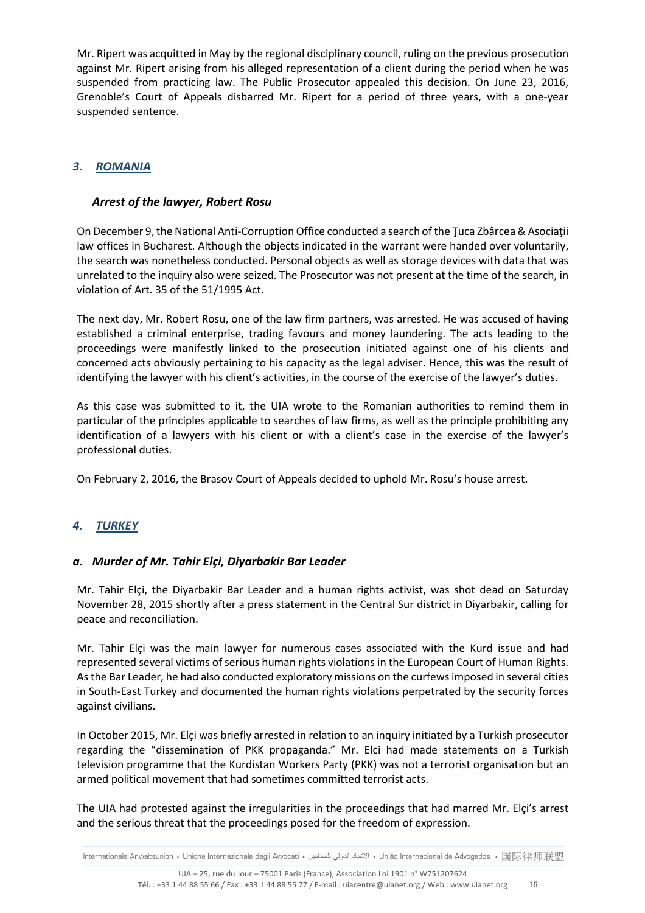Mr. Ripert was acquitted in May by the regional disciplinary council, ruling on the previous prosecution against Mr. Ripert arising from his alleged representation of a client during the period when he was suspended from practicing law. The Public Prosecutor appealed this decision. On June 23, 2016, Grenoble's Court of Appeals disbarred Mr. Ripert for a period of three years, with a one-year suspended sentence.

## *3. ROMANIA*

### *Arrest of the lawyer, Robert Rosu*

On December 9, the National Anti-Corruption Office conducted a search of the Ţuca Zbârcea & Asociaţii law offices in Bucharest. Although the objects indicated in the warrant were handed over voluntarily, the search was nonetheless conducted. Personal objects as well as storage devices with data that was unrelated to the inquiry also were seized. The Prosecutor was not present at the time of the search, in violation of Art. 35 of the 51/1995 Act.

The next day, Mr. Robert Rosu, one of the law firm partners, was arrested. He was accused of having established a criminal enterprise, trading favours and money laundering. The acts leading to the proceedings were manifestly linked to the prosecution initiated against one of his clients and concerned acts obviously pertaining to his capacity as the legal adviser. Hence, this was the result of identifying the lawyer with his client's activities, in the course of the exercise of the lawyer's duties.

As this case was submitted to it, the UIA wrote to the Romanian authorities to remind them in particular of the principles applicable to searches of law firms, as well as the principle prohibiting any identification of a lawyers with his client or with a client's case in the exercise of the lawyer's professional duties.

On February 2, 2016, the Brasov Court of Appeals decided to uphold Mr. Rosu's house arrest.

## *4. TURKEY*

### *a. Murder of Mr. Tahir Elçi, Diyarbakir Bar Leader*

Mr. Tahir Elçi, the Diyarbakir Bar Leader and a human rights activist, was shot dead on Saturday November 28, 2015 shortly after a press statement in the Central Sur district in Diyarbakir, calling for peace and reconciliation.

Mr. Tahir Elçi was the main lawyer for numerous cases associated with the Kurd issue and had represented several victims of serious human rights violations in the European Court of Human Rights. As the Bar Leader, he had also conducted exploratory missions on the curfews imposed in several cities in South-East Turkey and documented the human rights violations perpetrated by the security forces against civilians.

In October 2015, Mr. Elçi was briefly arrested in relation to an inquiry initiated by a Turkish prosecutor regarding the "dissemination of PKK propaganda." Mr. Elci had made statements on a Turkish television programme that the Kurdistan Workers Party (PKK) was not a terrorist organisation but an armed political movement that had sometimes committed terrorist acts.

The UIA had protested against the irregularities in the proceedings that had marred Mr. Elçi's arrest and the serious threat that the proceedings posed for the freedom of expression.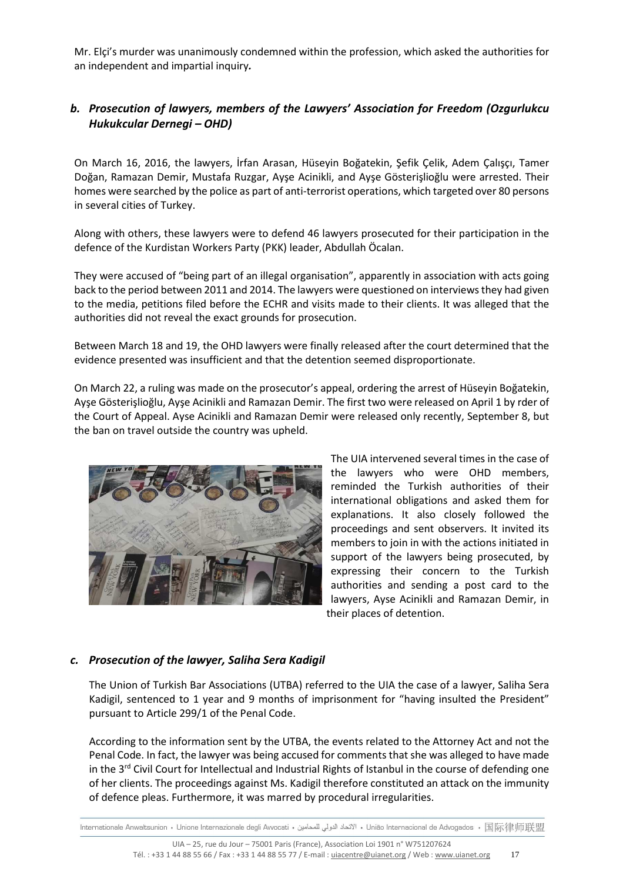Mr. Elçi's murder was unanimously condemned within the profession, which asked the authorities for an independent and impartial inquiry***.***

### *b. Prosecution of lawyers, members of the Lawyers' Association for Freedom (Ozgurlukcu Hukukcular Dernegi – OHD)*

On March 16, 2016, the lawyers, İrfan Arasan, Hüseyin Boğatekin, Şefik Çelik, Adem Çalışçı, Tamer Doğan, Ramazan Demir, Mustafa Ruzgar, Ayşe Acinikli, and Ayşe Gösterişlioğlu were arrested. Their homes were searched by the police as part of anti-terrorist operations, which targeted over 80 persons in several cities of Turkey.

Along with others, these lawyers were to defend 46 lawyers prosecuted for their participation in the defence of the Kurdistan Workers Party (PKK) leader, Abdullah Öcalan.

They were accused of "being part of an illegal organisation", apparently in association with acts going back to the period between 2011 and 2014. The lawyers were questioned on interviews they had given to the media, petitions filed before the ECHR and visits made to their clients. It was alleged that the authorities did not reveal the exact grounds for prosecution.

Between March 18 and 19, the OHD lawyers were finally released after the court determined that the evidence presented was insufficient and that the detention seemed disproportionate.

On March 22, a ruling was made on the prosecutor's appeal, ordering the arrest of Hüseyin Boğatekin, Ayşe Gösterişlioğlu, Ayşe Acinikli and Ramazan Demir. The first two were released on April 1 by rder of the Court of Appeal. Ayse Acinikli and Ramazan Demir were released only recently, September 8, but the ban on travel outside the country was upheld.

The UIA intervened several times in the case of the lawyers who were OHD members, reminded the Turkish authorities of their international obligations and asked them for explanations. It also closely followed the proceedings and sent observers. It invited its members to join in with the actions initiated in support of the lawyers being prosecuted, by expressing their concern to the Turkish authorities and sending a post card to the lawyers, Ayse Acinikli and Ramazan Demir, in their places of detention.

### *c. Prosecution of the lawyer, Saliha Sera Kadigil*

The Union of Turkish Bar Associations (UTBA) referred to the UIA the case of a lawyer, Saliha Sera Kadigil, sentenced to 1 year and 9 months of imprisonment for "having insulted the President" pursuant to Article 299/1 of the Penal Code.

According to the information sent by the UTBA, the events related to the Attorney Act and not the Penal Code. In fact, the lawyer was being accused for comments that she was alleged to have made in the 3rd Civil Court for Intellectual and Industrial Rights of Istanbul in the course of defending one of her clients. The proceedings against Ms. Kadigil therefore constituted an attack on the immunity of defence pleas. Furthermore, it was marred by procedural irregularities.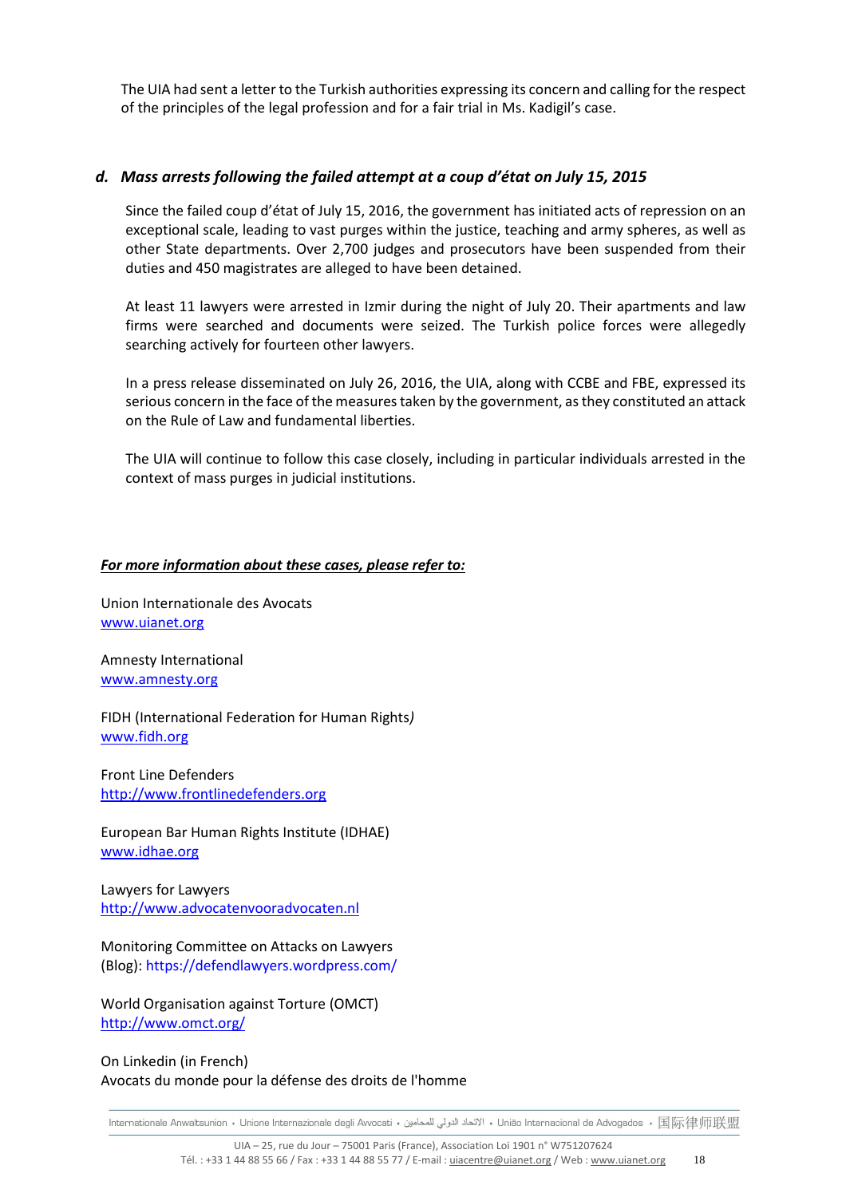The UIA had sent a letter to the Turkish authorities expressing its concern and calling for the respect of the principles of the legal profession and for a fair trial in Ms. Kadigil's case.

### *d. Mass arrests following the failed attempt at a coup d'état on July 15, 2015*

Since the failed coup d'état of July 15, 2016, the government has initiated acts of repression on an exceptional scale, leading to vast purges within the justice, teaching and army spheres, as well as other State departments. Over 2,700 judges and prosecutors have been suspended from their duties and 450 magistrates are alleged to have been detained.

At least 11 lawyers were arrested in Izmir during the night of July 20. Their apartments and law firms were searched and documents were seized. The Turkish police forces were allegedly searching actively for fourteen other lawyers.

In a press release disseminated on July 26, 2016, the UIA, along with CCBE and FBE, expressed its serious concern in the face of the measures taken by the government, as they constituted an attack on the Rule of Law and fundamental liberties.

The UIA will continue to follow this case closely, including in particular individuals arrested in the context of mass purges in judicial institutions.

***For more information about these cases, please refer to:***

Union Internationale des Avocats
www.uianet.org

Amnesty International
www.amnesty.org

FIDH (International Federation for Human Rights*)*
www.fidh.org

Front Line Defenders
http://www.frontlinedefenders.org

European Bar Human Rights Institute (IDHAE)
www.idhae.org

Lawyers for Lawyers
http://www.advocatenvooradvocaten.nl

Monitoring Committee on Attacks on Lawyers
(Blog): https://defendlawyers.wordpress.com/

World Organisation against Torture (OMCT)
http://www.omct.org/

On Linkedin (in French)
Avocats du monde pour la défense des droits de l'homme

Internationale Anwaltsunion • Unione Internazionale degli Avvocati • الاتحاد الدولي للمحامين • União Internacional de Advogados • 国际律师联盟

UIA – 25, rue du Jour – 75001 Paris (France), Association Loi 1901 n° W751207624
Tél. : +33 1 44 88 55 66 / Fax : +33 1 44 88 55 77 / E-mail : uiacentre@uianet.org / Web : www.uianet.org